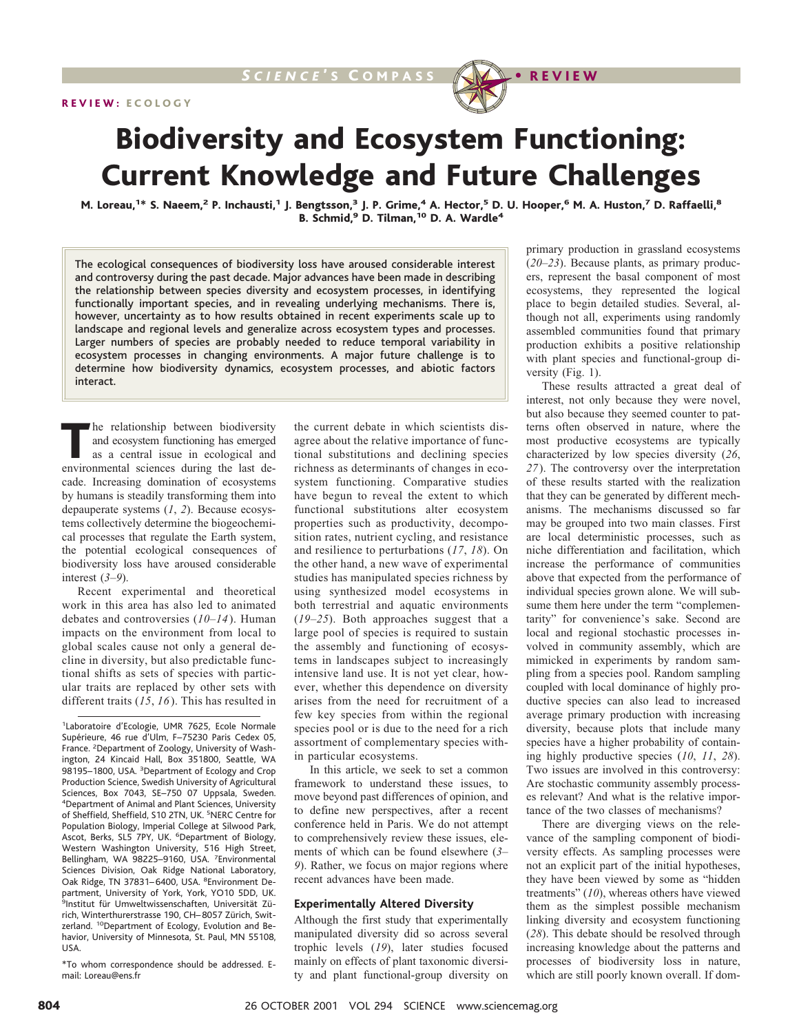REVIEW: ECOLOGY

# Biodiversity and Ecosystem Functioning: Current Knowledge and Future Challenges

M. Loreau,[1]* S. Naeem,[2] P. Inchausti,[1] J. Bengtsson,[3] J. P. Grime,[4] A. Hector,[5] D. U. Hooper,[6] M. A. Huston,[7] D. Raffaelli,[8] B. Schmid,[9] D. Tilman,[10] D. A. Wardle[4]

**The ecological consequences of biodiversity loss have aroused considerable interest and controversy during the past decade. Major advances have been made in describing the relationship between species diversity and ecosystem processes, in identifying functionally important species, and in revealing underlying mechanisms. There is, however, uncertainty as to how results obtained in recent experiments scale up to landscape and regional levels and generalize across ecosystem types and processes. Larger numbers of species are probably needed to reduce temporal variability in ecosystem processes in changing environments. A major future challenge is to determine how biodiversity dynamics, ecosystem processes, and abiotic factors interact.**

The relationship between biodiversity and ecosystem functioning has emerged as a central issue in ecological and environmental sciences during the last decade. Increasing domination of ecosystems by humans is steadily transforming them into depauperate systems (*1*, *2*). Because ecosystems collectively determine the biogeochemical processes that regulate the Earth system, the potential ecological consequences of biodiversity loss have aroused considerable interest (*3*–*9*).

Recent experimental and theoretical work in this area has also led to animated debates and controversies (*10*–*14*). Human impacts on the environment from local to global scales cause not only a general decline in diversity, but also predictable functional shifts as sets of species with particular traits are replaced by other sets with different traits (*15*, *16*). This has resulted in the current debate in which scientists disagree about the relative importance of functional substitutions and declining species richness as determinants of changes in ecosystem functioning. Comparative studies have begun to reveal the extent to which functional substitutions alter ecosystem properties such as productivity, decomposition rates, nutrient cycling, and resistance and resilience to perturbations (*17*, *18*). On the other hand, a new wave of experimental studies has manipulated species richness by using synthesized model ecosystems in both terrestrial and aquatic environments (*19*–*25*). Both approaches suggest that a large pool of species is required to sustain the assembly and functioning of ecosystems in landscapes subject to increasingly intensive land use. It is not yet clear, however, whether this dependence on diversity arises from the need for recruitment of a few key species from within the regional species pool or is due to the need for a rich assortment of complementary species within particular ecosystems.

In this article, we seek to set a common framework to understand these issues, to move beyond past differences of opinion, and to define new perspectives, after a recent conference held in Paris. We do not attempt to comprehensively review these issues, elements of which can be found elsewhere (*3*–*9*). Rather, we focus on major regions where recent advances have been made.

## Experimentally Altered Diversity

Although the first study that experimentally manipulated diversity did so across several trophic levels (*19*), later studies focused mainly on effects of plant taxonomic diversity and plant functional-group diversity on primary production in grassland ecosystems (*20*–*23*). Because plants, as primary producers, represent the basal component of most ecosystems, they represented the logical place to begin detailed studies. Several, although not all, experiments using randomly assembled communities found that primary production exhibits a positive relationship with plant species and functional-group diversity (Fig. 1).

These results attracted a great deal of interest, not only because they were novel, but also because they seemed counter to patterns often observed in nature, where the most productive ecosystems are typically characterized by low species diversity (*26*, *27*). The controversy over the interpretation of these results started with the realization that they can be generated by different mechanisms. The mechanisms discussed so far may be grouped into two main classes. First are local deterministic processes, such as niche differentiation and facilitation, which increase the performance of communities above that expected from the performance of individual species grown alone. We will subsume them here under the term "complementarity" for convenience's sake. Second are local and regional stochastic processes involved in community assembly, which are mimicked in experiments by random sampling from a species pool. Random sampling coupled with local dominance of highly productive species can also lead to increased average primary production with increasing diversity, because plots that include many species have a higher probability of containing highly productive species (*10*, *11*, *28*). Two issues are involved in this controversy: Are stochastic community assembly processes relevant? And what is the relative importance of the two classes of mechanisms?

There are diverging views on the relevance of the sampling component of biodiversity effects. As sampling processes were not an explicit part of the initial hypotheses, they have been viewed by some as "hidden treatments" (*10*), whereas others have viewed them as the simplest possible mechanism linking diversity and ecosystem functioning (*28*). This debate should be resolved through increasing knowledge about the patterns and processes of biodiversity loss in nature, which are still poorly known overall. If dom-

---

[1]Laboratoire d'Ecologie, UMR 7625, Ecole Normale Supérieure, 46 rue d'Ulm, F–75230 Paris Cedex 05, France. [2]Department of Zoology, University of Washington, 24 Kincaid Hall, Box 351800, Seattle, WA 98195–1800, USA. [3]Department of Ecology and Crop Production Science, Swedish University of Agricultural Sciences, Box 7043, SE–750 07 Uppsala, Sweden. [4]Department of Animal and Plant Sciences, University of Sheffield, Sheffield, S10 2TN, UK. [5]NERC Centre for Population Biology, Imperial College at Silwood Park, Ascot, Berks, SL5 7PY, UK. [6]Department of Biology, Western Washington University, 516 High Street, Bellingham, WA 98225–9160, USA. [7]Environmental Sciences Division, Oak Ridge National Laboratory, Oak Ridge, TN 37831–6400, USA. [8]Environment Department, University of York, York, YO10 5DD, UK. [9]Institut für Umweltwissenschaften, Universität Zürich, Winterthurerstrasse 190, CH–8057 Zürich, Switzerland. [10]Department of Ecology, Evolution and Behavior, University of Minnesota, St. Paul, MN 55108, USA.

*To whom correspondence should be addressed. E-mail: Loreau@ens.fr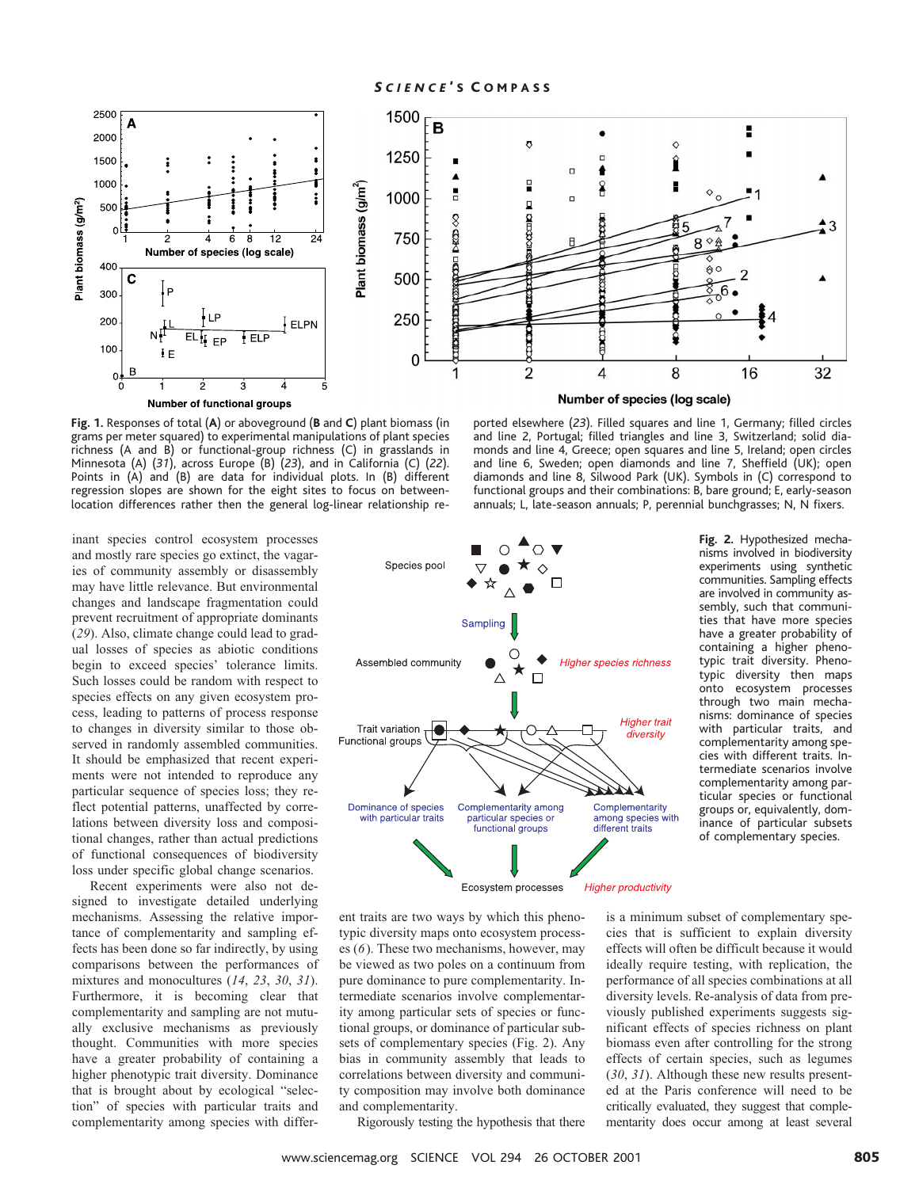**Fig. 1.** Responses of total (**A**) or aboveground (**B** and **C**) plant biomass (in grams per meter squared) to experimental manipulations of plant species richness (A and B) or functional-group richness (C) in grasslands in Minnesota (A) (*31*), across Europe (B) (*23*), and in California (C) (*22*). Points in (A) and (B) are data for individual plots. In (B) different regression slopes are shown for the eight sites to focus on between-location differences rather then the general log-linear relationship reported elsewhere (*23*). Filled squares and line 1, Germany; filled circles and line 2, Portugal; filled triangles and line 3, Switzerland; solid diamonds and line 4, Greece; open squares and line 5, Ireland; open circles and line 6, Sweden; open diamonds and line 7, Sheffield (UK); open diamonds and line 8, Silwood Park (UK). Symbols in (C) correspond to functional groups and their combinations: B, bare ground; E, early-season annuals; L, late-season annuals; P, perennial bunchgrasses; N, N fixers.

inant species control ecosystem processes and mostly rare species go extinct, the vagaries of community assembly or disassembly may have little relevance. But environmental changes and landscape fragmentation could prevent recruitment of appropriate dominants (*29*). Also, climate change could lead to gradual losses of species as abiotic conditions begin to exceed species' tolerance limits. Such losses could be random with respect to species effects on any given ecosystem process, leading to patterns of process response to changes in diversity similar to those observed in randomly assembled communities. It should be emphasized that recent experiments were not intended to reproduce any particular sequence of species loss; they reflect potential patterns, unaffected by correlations between diversity loss and compositional changes, rather than actual predictions of functional consequences of biodiversity loss under specific global change scenarios.

Recent experiments were also not designed to investigate detailed underlying mechanisms. Assessing the relative importance of complementarity and sampling effects has been done so far indirectly, by using comparisons between the performances of mixtures and monocultures (*14*, *23*, *30*, *31*). Furthermore, it is becoming clear that complementarity and sampling are not mutually exclusive mechanisms as previously thought. Communities with more species have a greater probability of containing a higher phenotypic trait diversity. Dominance that is brought about by ecological "selection" of species with particular traits and complementarity among species with different traits are two ways by which this phenotypic diversity maps onto ecosystem processes (*6*). These two mechanisms, however, may be viewed as two poles on a continuum from pure dominance to pure complementarity. Intermediate scenarios involve complementarity among particular sets of species or functional groups, or dominance of particular subsets of complementary species (Fig. 2). Any bias in community assembly that leads to correlations between diversity and community composition may involve both dominance and complementarity.

Rigorously testing the hypothesis that there is a minimum subset of complementary species that is sufficient to explain diversity effects will often be difficult because it would ideally require testing, with replication, the performance of all species combinations at all diversity levels. Re-analysis of data from previously published experiments suggests significant effects of species richness on plant biomass even after controlling for the strong effects of certain species, such as legumes (*30*, *31*). Although these new results presented at the Paris conference will need to be critically evaluated, they suggest that complementarity does occur among at least several

**Fig. 2.** Hypothesized mechanisms involved in biodiversity experiments using synthetic communities. Sampling effects are involved in community assembly, such that communities that have more species have a greater probability of containing a higher phenotypic trait diversity. Phenotypic diversity then maps onto ecosystem processes through two main mechanisms: dominance of species with particular traits, and complementarity among species with different traits. Intermediate scenarios involve complementarity among particular species or functional groups or, equivalently, dominance of particular subsets of complementary species.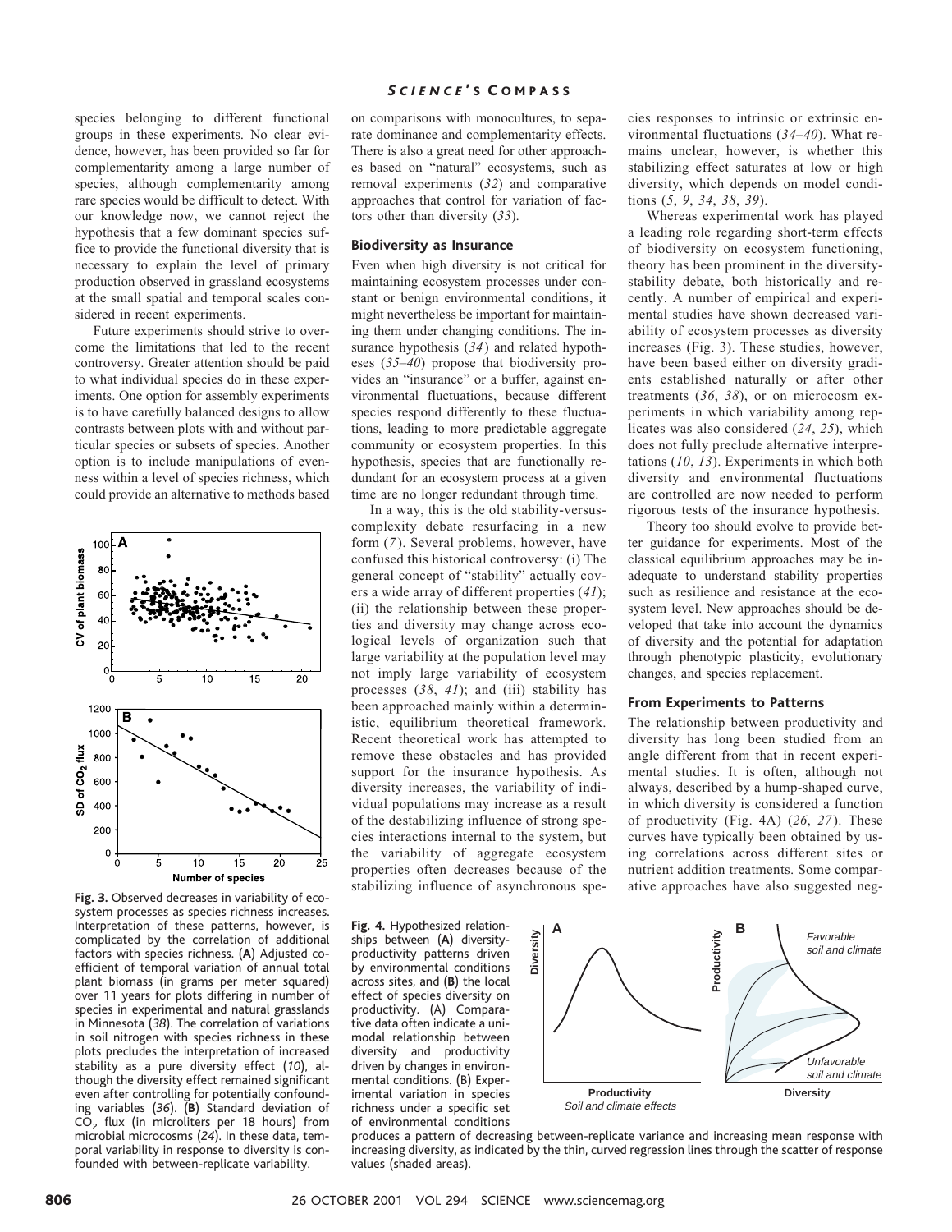species belonging to different functional groups in these experiments. No clear evidence, however, has been provided so far for complementarity among a large number of species, although complementarity among rare species would be difficult to detect. With our knowledge now, we cannot reject the hypothesis that a few dominant species suffice to provide the functional diversity that is necessary to explain the level of primary production observed in grassland ecosystems at the small spatial and temporal scales considered in recent experiments.

Future experiments should strive to overcome the limitations that led to the recent controversy. Greater attention should be paid to what individual species do in these experiments. One option for assembly experiments is to have carefully balanced designs to allow contrasts between plots with and without particular species or subsets of species. Another option is to include manipulations of evenness within a level of species richness, which could provide an alternative to methods based on comparisons with monocultures, to separate dominance and complementarity effects. There is also a great need for other approaches based on "natural" ecosystems, such as removal experiments (*32*) and comparative approaches that control for variation of factors other than diversity (*33*).

**Fig. 3.** Observed decreases in variability of ecosystem processes as species richness increases. Interpretation of these patterns, however, is complicated by the correlation of additional factors with species richness. (**A**) Adjusted coefficient of temporal variation of annual total plant biomass (in grams per meter squared) over 11 years for plots differing in number of species in experimental and natural grasslands in Minnesota (*38*). The correlation of variations in soil nitrogen with species richness in these plots precludes the interpretation of increased stability as a pure diversity effect (*10*), although the diversity effect remained significant even after controlling for potentially confounding variables (*36*). (**B**) Standard deviation of $CO_2$ flux (in microliters per 18 hours) from microbial microcosms (*24*). In these data, temporal variability in response to diversity is confounded with between-replicate variability.

### Biodiversity as Insurance

Even when high diversity is not critical for maintaining ecosystem processes under constant or benign environmental conditions, it might nevertheless be important for maintaining them under changing conditions. The insurance hypothesis (*34*) and related hypotheses (*35–40*) propose that biodiversity provides an "insurance" or a buffer, against environmental fluctuations, because different species respond differently to these fluctuations, leading to more predictable aggregate community or ecosystem properties. In this hypothesis, species that are functionally redundant for an ecosystem process at a given time are no longer redundant through time.

In a way, this is the old stability-versus-complexity debate resurfacing in a new form (*7*). Several problems, however, have confused this historical controversy: (i) The general concept of "stability" actually covers a wide array of different properties (*41*); (ii) the relationship between these properties and diversity may change across ecological levels of organization such that large variability at the population level may not imply large variability of ecosystem processes (*38*, *41*); and (iii) stability has been approached mainly within a deterministic, equilibrium theoretical framework. Recent theoretical work has attempted to remove these obstacles and has provided support for the insurance hypothesis. As diversity increases, the variability of individual populations may increase as a result of the destabilizing influence of strong species interactions internal to the system, but the variability of aggregate ecosystem properties often decreases because of the stabilizing influence of asynchronous species responses to intrinsic or extrinsic environmental fluctuations (*34–40*). What remains unclear, however, is whether this stabilizing effect saturates at low or high diversity, which depends on model conditions (*5*, *9*, *34*, *38*, *39*).

Whereas experimental work has played a leading role regarding short-term effects of biodiversity on ecosystem functioning, theory has been prominent in the diversity-stability debate, both historically and recently. A number of empirical and experimental studies have shown decreased variability of ecosystem processes as diversity increases (Fig. 3). These studies, however, have been based either on diversity gradients established naturally or after other treatments (*36*, *38*), or on microcosm experiments in which variability among replicates was also considered (*24*, *25*), which does not fully preclude alternative interpretations (*10*, *13*). Experiments in which both diversity and environmental fluctuations are controlled are now needed to perform rigorous tests of the insurance hypothesis.

Theory too should evolve to provide better guidance for experiments. Most of the classical equilibrium approaches may be inadequate to understand stability properties such as resilience and resistance at the ecosystem level. New approaches should be developed that take into account the dynamics of diversity and the potential for adaptation through phenotypic plasticity, evolutionary changes, and species replacement.

### From Experiments to Patterns

The relationship between productivity and diversity has long been studied from an angle different from that in recent experimental studies. It is often, although not always, described by a hump-shaped curve, in which diversity is considered a function of productivity (Fig. 4A) (*26*, *27*). These curves have typically been obtained by using correlations across different sites or nutrient addition treatments. Some comparative approaches have also suggested neg-

**Fig. 4.** Hypothesized relationships between (**A**) diversity-productivity patterns driven by environmental conditions across sites, and (**B**) the local effect of species diversity on productivity. (A) Comparative data often indicate a unimodal relationship between diversity and productivity driven by changes in environmental conditions. (B) Experimental variation in species richness under a specific set of environmental conditions produces a pattern of decreasing between-replicate variance and increasing mean response with increasing diversity, as indicated by the thin, curved regression lines through the scatter of response values (shaded areas).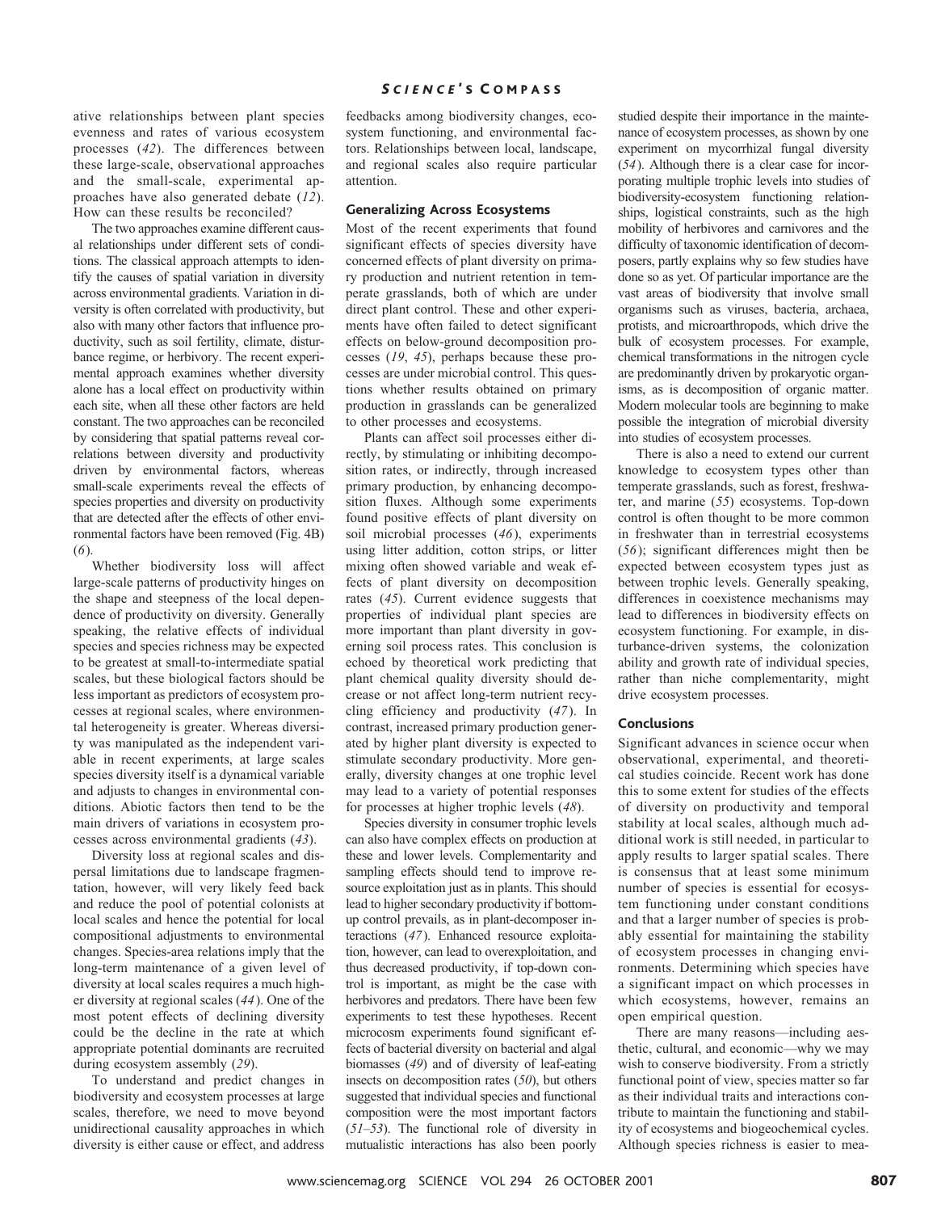ative relationships between plant species evenness and rates of various ecosystem processes (*42*). The differences between these large-scale, observational approaches and the small-scale, experimental approaches have also generated debate (*12*). How can these results be reconciled?

The two approaches examine different causal relationships under different sets of conditions. The classical approach attempts to identify the causes of spatial variation in diversity across environmental gradients. Variation in diversity is often correlated with productivity, but also with many other factors that influence productivity, such as soil fertility, climate, disturbance regime, or herbivory. The recent experimental approach examines whether diversity alone has a local effect on productivity within each site, when all these other factors are held constant. The two approaches can be reconciled by considering that spatial patterns reveal correlations between diversity and productivity driven by environmental factors, whereas small-scale experiments reveal the effects of species properties and diversity on productivity that are detected after the effects of other environmental factors have been removed (Fig. 4B) (*6*).

Whether biodiversity loss will affect large-scale patterns of productivity hinges on the shape and steepness of the local dependence of productivity on diversity. Generally speaking, the relative effects of individual species and species richness may be expected to be greatest at small-to-intermediate spatial scales, but these biological factors should be less important as predictors of ecosystem processes at regional scales, where environmental heterogeneity is greater. Whereas diversity was manipulated as the independent variable in recent experiments, at large scales species diversity itself is a dynamical variable and adjusts to changes in environmental conditions. Abiotic factors then tend to be the main drivers of variations in ecosystem processes across environmental gradients (*43*).

Diversity loss at regional scales and dispersal limitations due to landscape fragmentation, however, will very likely feed back and reduce the pool of potential colonists at local scales and hence the potential for local compositional adjustments to environmental changes. Species-area relations imply that the long-term maintenance of a given level of diversity at local scales requires a much higher diversity at regional scales (*44*). One of the most potent effects of declining diversity could be the decline in the rate at which appropriate potential dominants are recruited during ecosystem assembly (*29*).

To understand and predict changes in biodiversity and ecosystem processes at large scales, therefore, we need to move beyond unidirectional causality approaches in which diversity is either cause or effect, and address feedbacks among biodiversity changes, ecosystem functioning, and environmental factors. Relationships between local, landscape, and regional scales also require particular attention.

## Generalizing Across Ecosystems

Most of the recent experiments that found significant effects of species diversity have concerned effects of plant diversity on primary production and nutrient retention in temperate grasslands, both of which are under direct plant control. These and other experiments have often failed to detect significant effects on below-ground decomposition processes (*19*, *45*), perhaps because these processes are under microbial control. This questions whether results obtained on primary production in grasslands can be generalized to other processes and ecosystems.

Plants can affect soil processes either directly, by stimulating or inhibiting decomposition rates, or indirectly, through increased primary production, by enhancing decomposition fluxes. Although some experiments found positive effects of plant diversity on soil microbial processes (*46*), experiments using litter addition, cotton strips, or litter mixing often showed variable and weak effects of plant diversity on decomposition rates (*45*). Current evidence suggests that properties of individual plant species are more important than plant diversity in governing soil process rates. This conclusion is echoed by theoretical work predicting that plant chemical quality diversity should decrease or not affect long-term nutrient recycling efficiency and productivity (*47*). In contrast, increased primary production generated by higher plant diversity is expected to stimulate secondary productivity. More generally, diversity changes at one trophic level may lead to a variety of potential responses for processes at higher trophic levels (*48*).

Species diversity in consumer trophic levels can also have complex effects on production at these and lower levels. Complementarity and sampling effects should tend to improve resource exploitation just as in plants. This should lead to higher secondary productivity if bottom-up control prevails, as in plant-decomposer interactions (*47*). Enhanced resource exploitation, however, can lead to overexploitation, and thus decreased productivity, if top-down control is important, as might be the case with herbivores and predators. There have been few experiments to test these hypotheses. Recent microcosm experiments found significant effects of bacterial diversity on bacterial and algal biomasses (*49*) and of diversity of leaf-eating insects on decomposition rates (*50*), but others suggested that individual species and functional composition were the most important factors (*51*–*53*). The functional role of diversity in mutualistic interactions has also been poorly studied despite their importance in the maintenance of ecosystem processes, as shown by one experiment on mycorrhizal fungal diversity (*54*). Although there is a clear case for incorporating multiple trophic levels into studies of biodiversity-ecosystem functioning relationships, logistical constraints, such as the high mobility of herbivores and carnivores and the difficulty of taxonomic identification of decomposers, partly explains why so few studies have done so as yet. Of particular importance are the vast areas of biodiversity that involve small organisms such as viruses, bacteria, archaea, protists, and microarthropods, which drive the bulk of ecosystem processes. For example, chemical transformations in the nitrogen cycle are predominantly driven by prokaryotic organisms, as is decomposition of organic matter. Modern molecular tools are beginning to make possible the integration of microbial diversity into studies of ecosystem processes.

There is also a need to extend our current knowledge to ecosystem types other than temperate grasslands, such as forest, freshwater, and marine (*55*) ecosystems. Top-down control is often thought to be more common in freshwater than in terrestrial ecosystems (*56*); significant differences might then be expected between ecosystem types just as between trophic levels. Generally speaking, differences in coexistence mechanisms may lead to differences in biodiversity effects on ecosystem functioning. For example, in disturbance-driven systems, the colonization ability and growth rate of individual species, rather than niche complementarity, might drive ecosystem processes.

## Conclusions

Significant advances in science occur when observational, experimental, and theoretical studies coincide. Recent work has done this to some extent for studies of the effects of diversity on productivity and temporal stability at local scales, although much additional work is still needed, in particular to apply results to larger spatial scales. There is consensus that at least some minimum number of species is essential for ecosystem functioning under constant conditions and that a larger number of species is probably essential for maintaining the stability of ecosystem processes in changing environments. Determining which species have a significant impact on which processes in which ecosystems, however, remains an open empirical question.

There are many reasons—including aesthetic, cultural, and economic—why we may wish to conserve biodiversity. From a strictly functional point of view, species matter so far as their individual traits and interactions contribute to maintain the functioning and stability of ecosystems and biogeochemical cycles. Although species richness is easier to mea-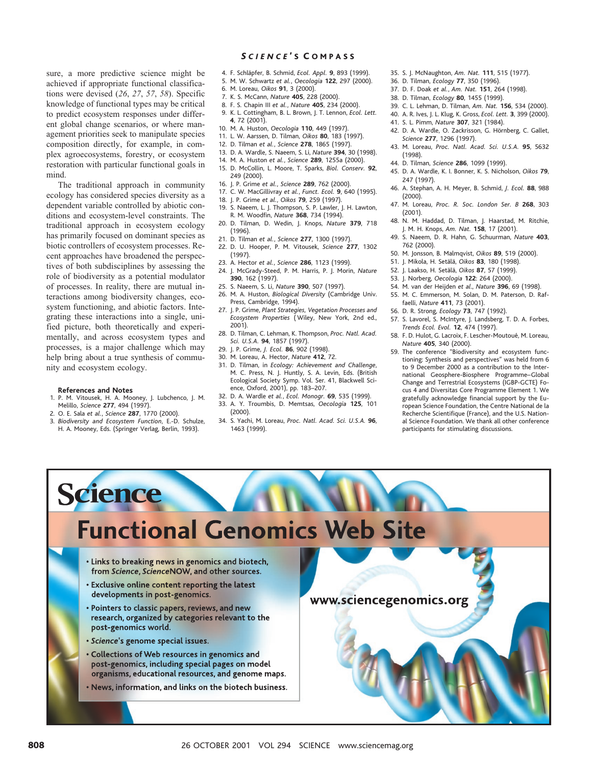sure, a more predictive science might be achieved if appropriate functional classifications were devised (*26*, *27*, *57*, *58*). Specific knowledge of functional types may be critical to predict ecosystem responses under different global change scenarios, or where management priorities seek to manipulate species composition directly, for example, in complex agroecosystems, forestry, or ecosystem restoration with particular functional goals in mind.

The traditional approach in community ecology has considered species diversity as a dependent variable controlled by abiotic conditions and ecosystem-level constraints. The traditional approach in ecosystem ecology has primarily focused on dominant species as biotic controllers of ecosystem processes. Recent approaches have broadened the perspectives of both subdisciplines by assessing the role of biodiversity as a potential modulator of processes. In reality, there are mutual interactions among biodiversity changes, ecosystem functioning, and abiotic factors. Integrating these interactions into a single, unified picture, both theoretically and experimentally, and across ecosystem types and processes, is a major challenge which may help bring about a true synthesis of community and ecosystem ecology.

### References and Notes

1. P. M. Vitousek, H. A. Mooney, J. Lubchenco, J. M. Melillo, *Science* **277**, 494 (1997).
2. O. E. Sala *et al.*, *Science* **287**, 1770 (2000).
3. *Biodiversity and Ecosystem Function*, E.-D. Schulze, H. A. Mooney, Eds. (Springer Verlag, Berlin, 1993).
4. F. Schläpfer, B. Schmid, *Ecol. Appl.* **9**, 893 (1999).
5. M. W. Schwartz *et al.*, *Oecologia* **122**, 297 (2000).
6. M. Loreau, *Oikos* **91**, 3 (2000).
7. K. S. McCann, *Nature* **405**, 228 (2000).
8. F. S. Chapin III *et al.*, *Nature* **405**, 234 (2000).
9. K. L. Cottingham, B. L. Brown, J. T. Lennon, *Ecol. Lett.* **4**, 72 (2001).
10. M. A. Huston, *Oecologia* **110**, 449 (1997).
11. L. W. Aarssen, D. Tilman, *Oikos* **80**, 183 (1997).
12. D. Tilman *et al.*, *Science* **278**, 1865 (1997).
13. D. A. Wardle, S. Naeem, S. Li, *Nature* **394**, 30 (1998).
14. M. A. Huston *et al.*, *Science* **289**, 1255a (2000).
15. D. McCollin, L. Moore, T. Sparks, *Biol. Conserv.* **92**, 249 (2000).
16. J. P. Grime *et al.*, *Science* **289**, 762 (2000).
17. C. W. MacGillivray *et al.*, *Funct. Ecol.* **9**, 640 (1995).
18. J. P. Grime *et al.*, *Oikos* **79**, 259 (1997).
19. S. Naeem, L. J. Thompson, S. P. Lawler, J. H. Lawton, R. M. Woodfin, *Nature* **368**, 734 (1994).
20. D. Tilman, D. Wedin, J. Knops, *Nature* **379**, 718 (1996).
21. D. Tilman *et al.*, *Science* **277**, 1300 (1997).
22. D. U. Hooper, P. M. Vitousek, *Science* **277**, 1302 (1997).
23. A. Hector *et al.*, *Science* **286**, 1123 (1999).
24. J. McGrady-Steed, P. M. Harris, P. J. Morin, *Nature* **390**, 162 (1997).
25. S. Naeem, S. Li, *Nature* **390**, 507 (1997).
26. M. A. Huston, *Biological Diversity* (Cambridge Univ. Press, Cambridge, 1994).
27. J. P. Grime, *Plant Strategies, Vegetation Processes and Ecosystem Properties* (Wiley, New York, 2nd ed., 2001).
28. D. Tilman, C. L. Lehman, K. Thompson, *Proc. Natl. Acad. Sci. U.S.A.* **94**, 1857 (1997).
29. J. P. Grime, *J. Ecol.* **86**, 902 (1998).
30. M. Loreau, A. Hector, *Nature* **412**, 72.
31. D. Tilman, in *Ecology: Achievement and Challenge*, M. C. Press, N. J. Huntly, S. A. Levin, Eds. (British Ecological Society Symp. Vol. Ser. 41, Blackwell Science, Oxford, 2001), pp. 183–207.
32. D. A. Wardle *et al.*, *Ecol. Monogr.* **69**, 535 (1999).
33. A. Y. Troumbis, D. Memtsas, *Oecologia* **125**, 101 (2000).
34. S. Yachi, M. Loreau, *Proc. Natl. Acad. Sci. U.S.A.* **96**, 1463 (1999).
35. S. J. McNaughton, *Am. Nat.* **111**, 515 (1977).
36. D. Tilman, *Ecology* **77**, 350 (1996).
37. D. F. Doak *et al.*, *Am. Nat.* **151**, 264 (1998).
38. D. Tilman, *Ecology* **80**, 1455 (1999).
39. C. L. Lehman, D. Tilman, *Am. Nat.* **156**, 534 (2000).
40. A. R. Ives, J. L. Klug, K. Gross, *Ecol. Lett.* **3**, 399 (2000).
41. S. L. Pimm, *Nature* **307**, 321 (1984).
42. D. A. Wardle, O. Zackrisson, G. Hörnberg, C. Gallet, *Science* **277**, 1296 (1997).
43. M. Loreau, *Proc. Natl. Acad. Sci. U.S.A.* **95**, 5632 (1998).
44. D. Tilman, *Science* **286**, 1099 (1999).
45. D. A. Wardle, K. I. Bonner, K. S. Nicholson, *Oikos* **79**, 247 (1997).
46. A. Stephan, A. H. Meyer, B. Schmid, *J. Ecol.* **88**, 988 (2000).
47. M. Loreau, *Proc. R. Soc. London Ser. B* **268**, 303 (2001).
48. N. M. Haddad, D. Tilman, J. Haarstad, M. Ritchie, J. M. H. Knops, *Am. Nat.* **158**, 17 (2001).
49. S. Naeem, D. R. Hahn, G. Schuurman, *Nature* **403**, 762 (2000).
50. M. Jonsson, B. Malmqvist, *Oikos* **89**, 519 (2000).
51. J. Mikola, H. Setälä, *Oikos* **83**, 180 (1998).
52. J. Laakso, H. Setälä, *Oikos* **87**, 57 (1999).
53. J. Norberg, *Oecologia* **122**: 264 (2000).
54. M. van der Heijden *et al.*, *Nature* **396**, 69 (1998).
55. M. C. Emmerson, M. Solan, D. M. Paterson, D. Raffaelli, *Nature* **411**, 73 (2001).
56. D. R. Strong, *Ecology* **73**, 747 (1992).
57. S. Lavorel, S. McIntyre, J. Landsberg, T. D. A. Forbes, *Trends Ecol. Evol.* **12**, 474 (1997).
58. F. D. Hulot, G. Lacroix, F. Lescher-Moutoué, M. Loreau, *Nature* **405**, 340 (2000).
59. The conference "Biodiversity and ecosystem functioning: Synthesis and perspectives" was held from 6 to 9 December 2000 as a contribution to the International Geosphere-Biosphere Programme–Global Change and Terrestrial Ecosystems (IGBP-GCTE) Focus 4 and Diversitas Core Programme Element 1. We gratefully acknowledge financial support by the European Science Foundation, the Centre National de la Recherche Scientifique (France), and the U.S. National Science Foundation. We thank all other conference participants for stimulating discussions.

# Science
## Functional Genomics Web Site

- Links to breaking news in genomics and biotech, from *Science*, *Science*NOW, and other sources.
- Exclusive online content reporting the latest developments in post-genomics.
- Pointers to classic papers, reviews, and new research, organized by categories relevant to the post-genomics world.
- *Science*'s genome special issues.
- Collections of Web resources in genomics and post-genomics, including special pages on model organisms, educational resources, and genome maps.
- News, information, and links on the biotech business.

www.sciencegenomics.org